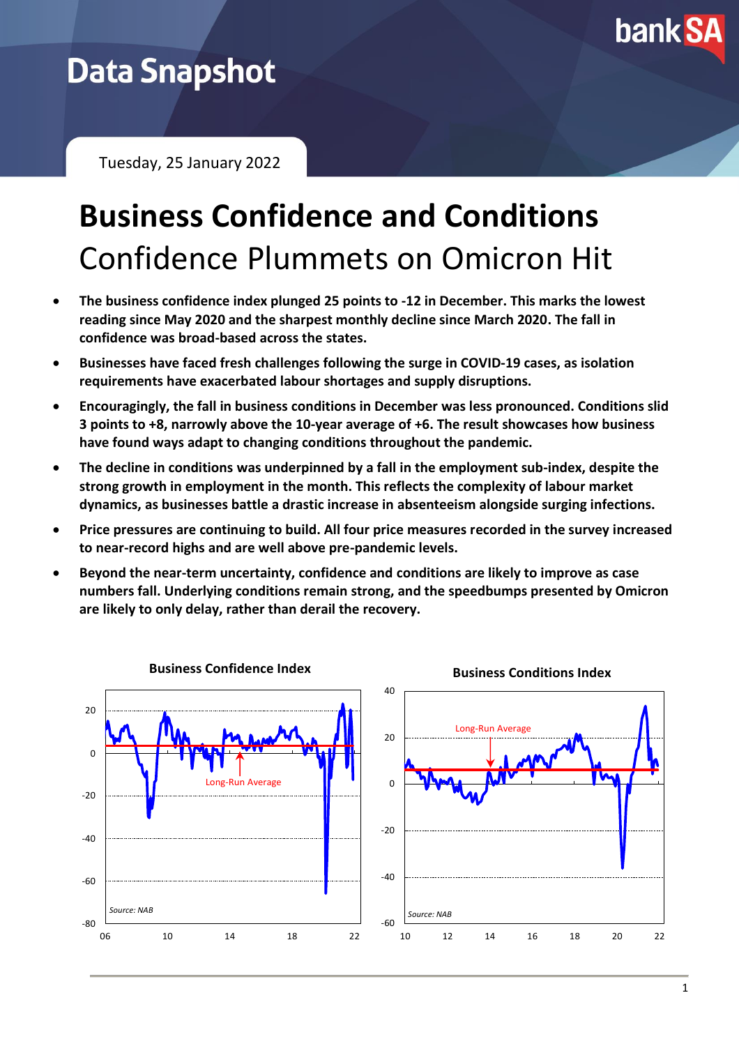# Data Snapshot

Tuesday, 25 January 2022

# Business Confidence and Conditions

## Confidence Plummets on Omicron Hit

- **The business confidence index plunged 25 points to -12 in December. This marks the lowest reading since May 2020 and the sharpest monthly decline since March 2020. The fall in confidence was broad-based across the states.**
- **Businesses have faced fresh challenges following the surge in COVID-19 cases, as isolation requirements have exacerbated labour shortages and supply disruptions.**
- **Encouragingly, the fall in business conditions in December was less pronounced. Conditions slid 3 points to +8, narrowly above the 10-year average of +6. The result showcases how business have found ways adapt to changing conditions throughout the pandemic.**
- **The decline in conditions was underpinned by a fall in the employment sub-index, despite the strong growth in employment in the month. This reflects the complexity of labour market dynamics, as businesses battle a drastic increase in absenteeism alongside surging infections.**
- **Price pressures are continuing to build. All four price measures recorded in the survey increased to near-record highs and are well above pre-pandemic levels.**
- **Beyond the near-term uncertainty, confidence and conditions are likely to improve as case numbers fall. Underlying conditions remain strong, and the speedbumps presented by Omicron are likely to only delay, rather than derail the recovery.**

**Business Confidence Index**

Source: NAB

**Business Conditions Index**

Source: NAB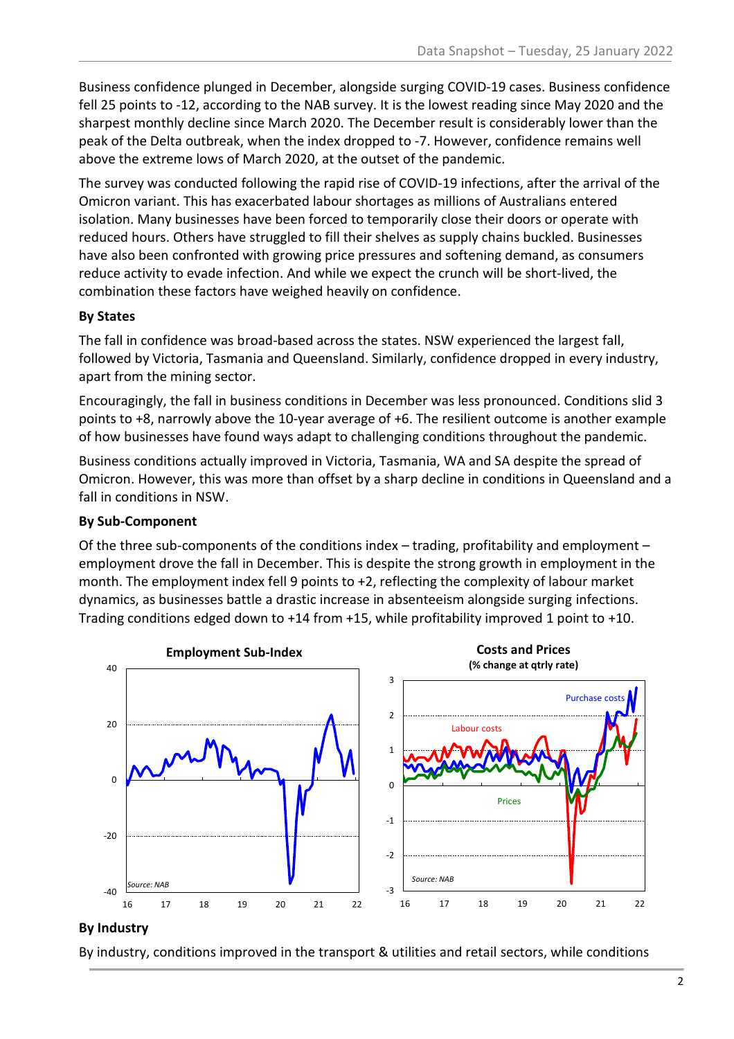Business confidence plunged in December, alongside surging COVID-19 cases. Business confidence fell 25 points to -12, according to the NAB survey. It is the lowest reading since May 2020 and the sharpest monthly decline since March 2020. The December result is considerably lower than the peak of the Delta outbreak, when the index dropped to -7. However, confidence remains well above the extreme lows of March 2020, at the outset of the pandemic.

The survey was conducted following the rapid rise of COVID-19 infections, after the arrival of the Omicron variant. This has exacerbated labour shortages as millions of Australians entered isolation. Many businesses have been forced to temporarily close their doors or operate with reduced hours. Others have struggled to fill their shelves as supply chains buckled. Businesses have also been confronted with growing price pressures and softening demand, as consumers reduce activity to evade infection. And while we expect the crunch will be short-lived, the combination these factors have weighed heavily on confidence.

**By States**

The fall in confidence was broad-based across the states. NSW experienced the largest fall, followed by Victoria, Tasmania and Queensland. Similarly, confidence dropped in every industry, apart from the mining sector.

Encouragingly, the fall in business conditions in December was less pronounced. Conditions slid 3 points to +8, narrowly above the 10-year average of +6. The resilient outcome is another example of how businesses have found ways adapt to challenging conditions throughout the pandemic.

Business conditions actually improved in Victoria, Tasmania, WA and SA despite the spread of Omicron. However, this was more than offset by a sharp decline in conditions in Queensland and a fall in conditions in NSW.

**By Sub-Component**

Of the three sub-components of the conditions index – trading, profitability and employment – employment drove the fall in December. This is despite the strong growth in employment in the month. The employment index fell 9 points to +2, reflecting the complexity of labour market dynamics, as businesses battle a drastic increase in absenteeism alongside surging infections. Trading conditions edged down to +14 from +15, while profitability improved 1 point to +10.

**Employment Sub-Index**

*Source: NAB*

**Costs and Prices (% change at qtrly rate)**

*Source: NAB*

**By Industry**

By industry, conditions improved in the transport & utilities and retail sectors, while conditions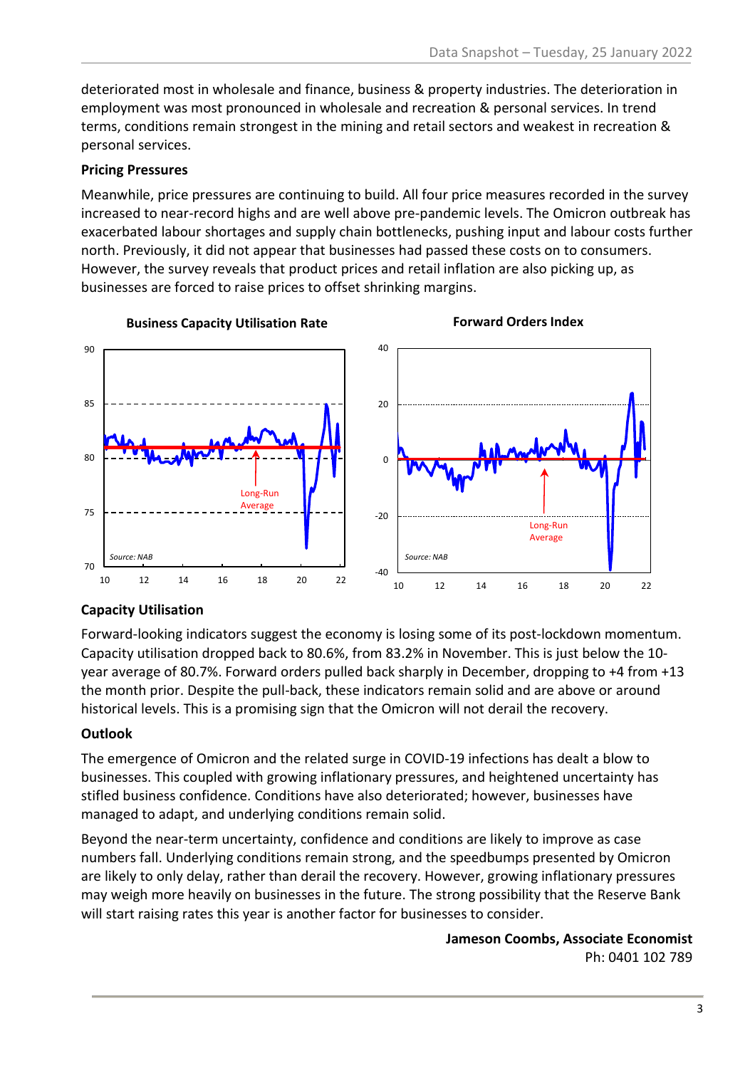deteriorated most in wholesale and finance, business & property industries. The deterioration in employment was most pronounced in wholesale and recreation & personal services. In trend terms, conditions remain strongest in the mining and retail sectors and weakest in recreation & personal services.

**Pricing Pressures**

Meanwhile, price pressures are continuing to build. All four price measures recorded in the survey increased to near-record highs and are well above pre-pandemic levels. The Omicron outbreak has exacerbated labour shortages and supply chain bottlenecks, pushing input and labour costs further north. Previously, it did not appear that businesses had passed these costs on to consumers. However, the survey reveals that product prices and retail inflation are also picking up, as businesses are forced to raise prices to offset shrinking margins.

**Business Capacity Utilisation Rate**

**Forward Orders Index**

**Capacity Utilisation**

Forward-looking indicators suggest the economy is losing some of its post-lockdown momentum. Capacity utilisation dropped back to 80.6%, from 83.2% in November. This is just below the 10-year average of 80.7%. Forward orders pulled back sharply in December, dropping to +4 from +13 the month prior. Despite the pull-back, these indicators remain solid and are above or around historical levels. This is a promising sign that the Omicron will not derail the recovery.

**Outlook**

The emergence of Omicron and the related surge in COVID-19 infections has dealt a blow to businesses. This coupled with growing inflationary pressures, and heightened uncertainty has stifled business confidence. Conditions have also deteriorated; however, businesses have managed to adapt, and underlying conditions remain solid.

Beyond the near-term uncertainty, confidence and conditions are likely to improve as case numbers fall. Underlying conditions remain strong, and the speedbumps presented by Omicron are likely to only delay, rather than derail the recovery. However, growing inflationary pressures may weigh more heavily on businesses in the future. The strong possibility that the Reserve Bank will start raising rates this year is another factor for businesses to consider.

**Jameson Coombs, Associate Economist**
Ph: 0401 102 789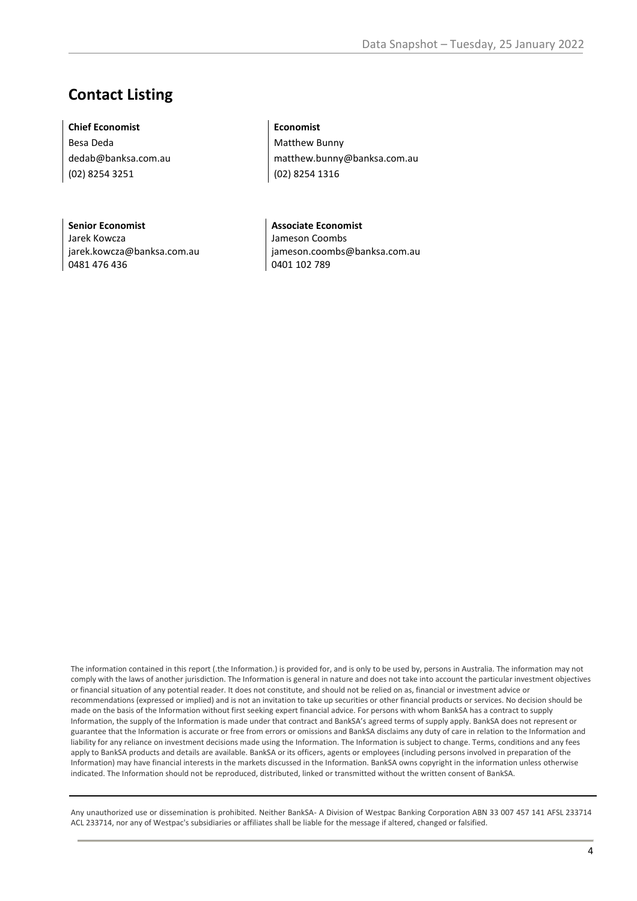## Contact Listing

**Chief Economist**
Besa Deda
dedab@banksa.com.au
(02) 8254 3251

**Economist**
Matthew Bunny
matthew.bunny@banksa.com.au
(02) 8254 1316

**Senior Economist**
Jarek Kowcza
jarek.kowcza@banksa.com.au
0481 476 436

**Associate Economist**
Jameson Coombs
jameson.coombs@banksa.com.au
0401 102 789

The information contained in this report (.the Information.) is provided for, and is only to be used by, persons in Australia. The information may not comply with the laws of another jurisdiction. The Information is general in nature and does not take into account the particular investment objectives or financial situation of any potential reader. It does not constitute, and should not be relied on as, financial or investment advice or recommendations (expressed or implied) and is not an invitation to take up securities or other financial products or services. No decision should be made on the basis of the Information without first seeking expert financial advice. For persons with whom BankSA has a contract to supply Information, the supply of the Information is made under that contract and BankSA's agreed terms of supply apply. BankSA does not represent or guarantee that the Information is accurate or free from errors or omissions and BankSA disclaims any duty of care in relation to the Information and liability for any reliance on investment decisions made using the Information. The Information is subject to change. Terms, conditions and any fees apply to BankSA products and details are available. BankSA or its officers, agents or employees (including persons involved in preparation of the Information) may have financial interests in the markets discussed in the Information. BankSA owns copyright in the information unless otherwise indicated. The Information should not be reproduced, distributed, linked or transmitted without the written consent of BankSA.

Any unauthorized use or dissemination is prohibited. Neither BankSA- A Division of Westpac Banking Corporation ABN 33 007 457 141 AFSL 233714 ACL 233714, nor any of Westpac's subsidiaries or affiliates shall be liable for the message if altered, changed or falsified.